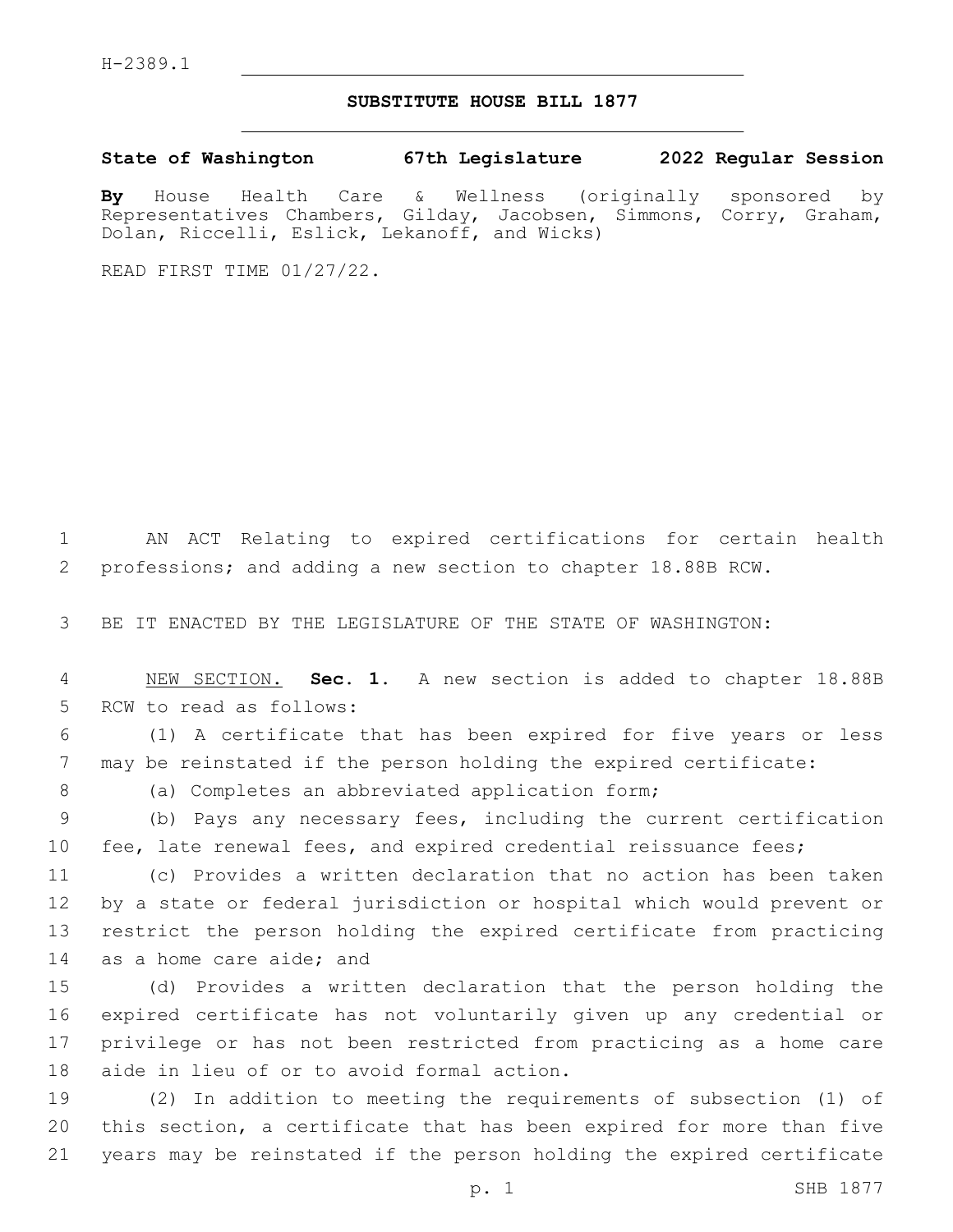H-2389.1

# SUBSTITUTE HOUSE BILL 1877

**State of Washington 67th Legislature 2022 Regular Session**

**By** House Health Care & Wellness (originally sponsored by Representatives Chambers, Gilday, Jacobsen, Simmons, Corry, Graham, Dolan, Riccelli, Eslick, Lekanoff, and Wicks)

READ FIRST TIME 01/27/22.

AN ACT Relating to expired certifications for certain health professions; and adding a new section to chapter 18.88B RCW.

BE IT ENACTED BY THE LEGISLATURE OF THE STATE OF WASHINGTON:

NEW SECTION. **Sec. 1.** A new section is added to chapter 18.88B RCW to read as follows:

(1) A certificate that has been expired for five years or less may be reinstated if the person holding the expired certificate:

(a) Completes an abbreviated application form;

(b) Pays any necessary fees, including the current certification fee, late renewal fees, and expired credential reissuance fees;

(c) Provides a written declaration that no action has been taken by a state or federal jurisdiction or hospital which would prevent or restrict the person holding the expired certificate from practicing as a home care aide; and

(d) Provides a written declaration that the person holding the expired certificate has not voluntarily given up any credential or privilege or has not been restricted from practicing as a home care aide in lieu of or to avoid formal action.

(2) In addition to meeting the requirements of subsection (1) of this section, a certificate that has been expired for more than five years may be reinstated if the person holding the expired certificate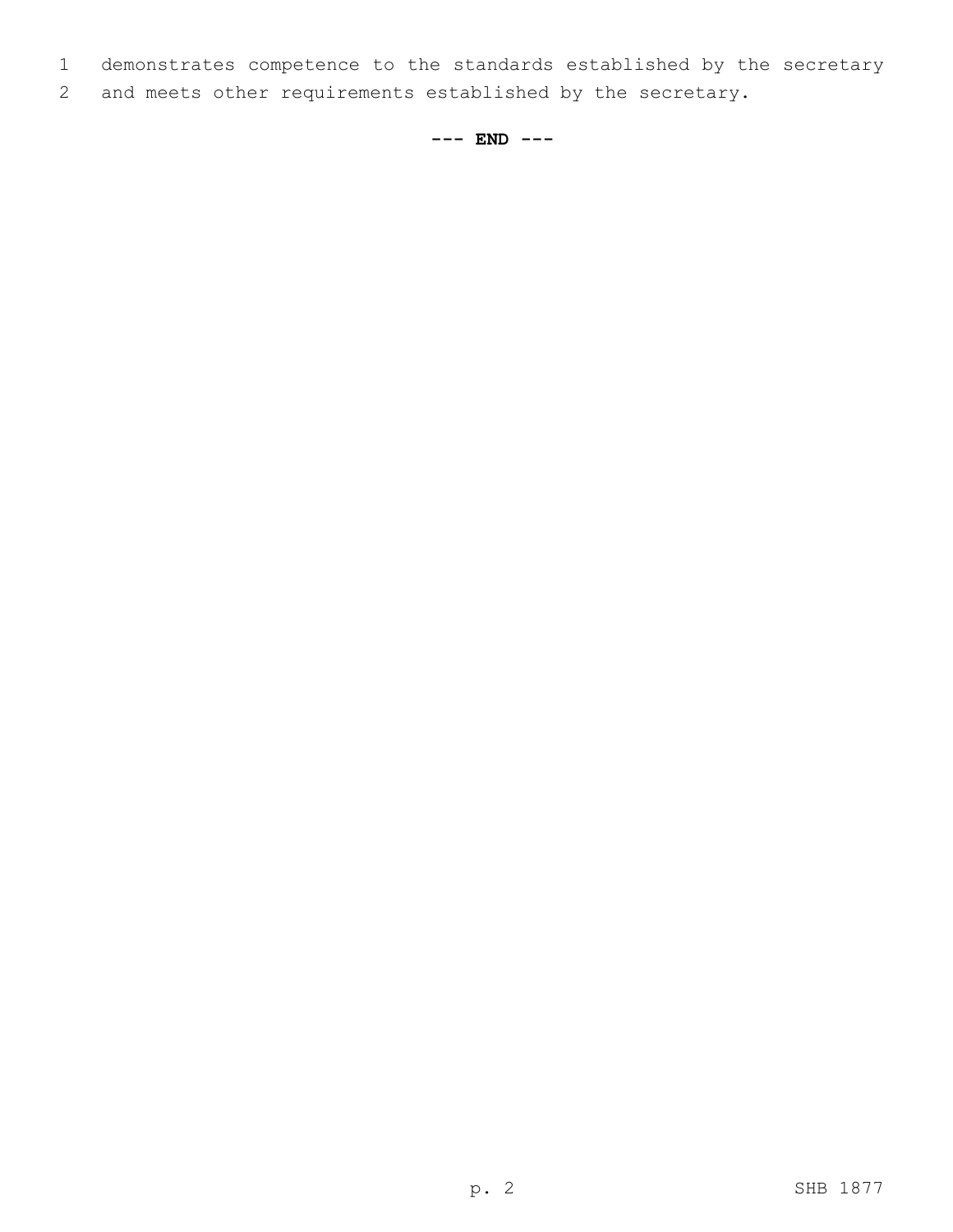demonstrates competence to the standards established by the secretary and meets other requirements established by the secretary.

**--- END ---**